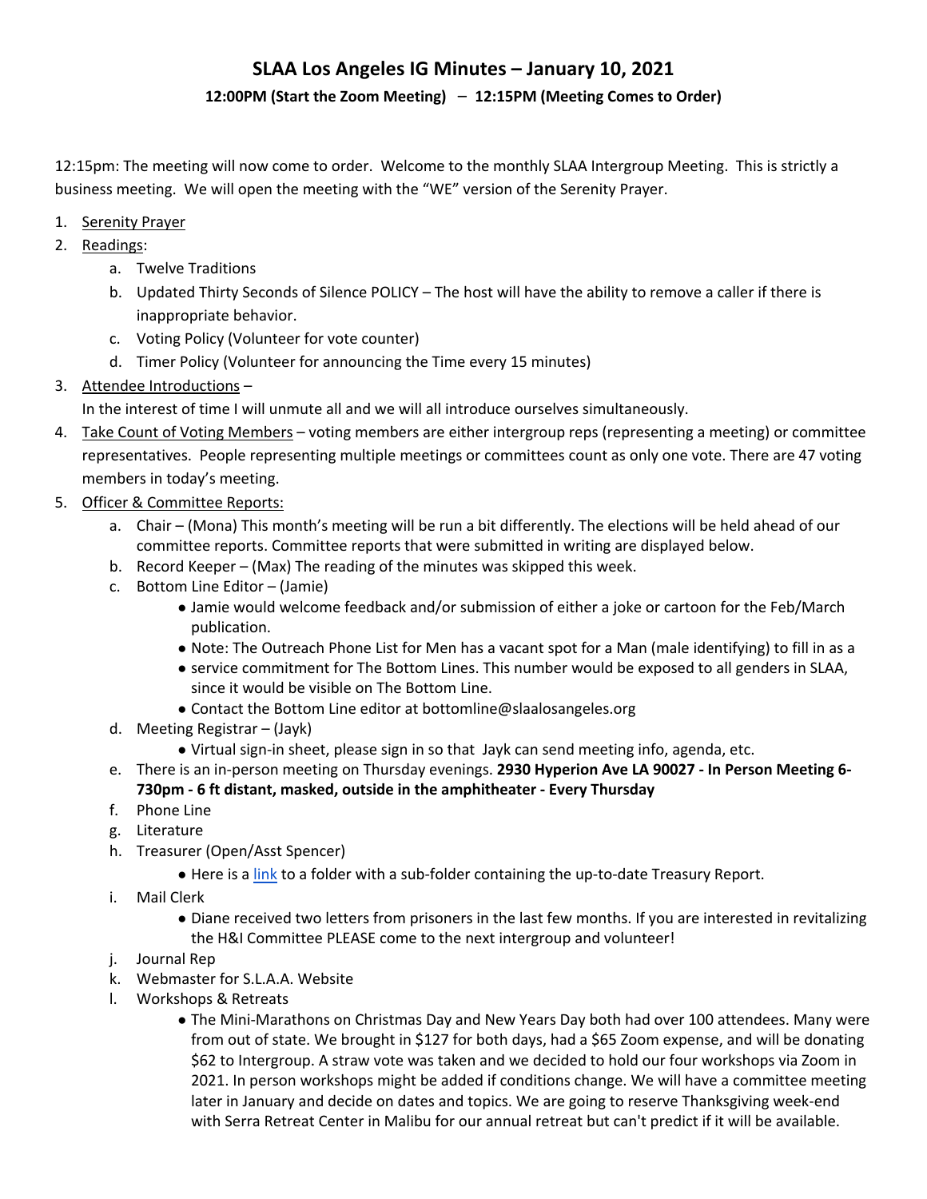# SLAA Los Angeles IG Minutes – January 10, 2021

**12:00PM (Start the Zoom Meeting) – 12:15PM (Meeting Comes to Order)**

12:15pm: The meeting will now come to order. Welcome to the monthly SLAA Intergroup Meeting. This is strictly a business meeting. We will open the meeting with the "WE" version of the Serenity Prayer.

1. Serenity Prayer
2. Readings:
   a. Twelve Traditions
   b. Updated Thirty Seconds of Silence POLICY – The host will have the ability to remove a caller if there is inappropriate behavior.
   c. Voting Policy (Volunteer for vote counter)
   d. Timer Policy (Volunteer for announcing the Time every 15 minutes)
3. Attendee Introductions –
   In the interest of time I will unmute all and we will all introduce ourselves simultaneously.
4. Take Count of Voting Members – voting members are either intergroup reps (representing a meeting) or committee representatives. People representing multiple meetings or committees count as only one vote. There are 47 voting members in today's meeting.
5. Officer & Committee Reports:
   a. Chair – (Mona) This month's meeting will be run a bit differently. The elections will be held ahead of our committee reports. Committee reports that were submitted in writing are displayed below.
   b. Record Keeper – (Max) The reading of the minutes was skipped this week.
   c. Bottom Line Editor – (Jamie)
      - Jamie would welcome feedback and/or submission of either a joke or cartoon for the Feb/March publication.
      - Note: The Outreach Phone List for Men has a vacant spot for a Man (male identifying) to fill in as a
      - service commitment for The Bottom Lines. This number would be exposed to all genders in SLAA, since it would be visible on The Bottom Line.
      - Contact the Bottom Line editor at bottomline@slaalosangeles.org
   d. Meeting Registrar – (Jayk)
      - Virtual sign-in sheet, please sign in so that Jayk can send meeting info, agenda, etc.
   e. There is an in-person meeting on Thursday evenings. **2930 Hyperion Ave LA 90027 - In Person Meeting 6-730pm - 6 ft distant, masked, outside in the amphitheater - Every Thursday**
   f. Phone Line
   g. Literature
   h. Treasurer (Open/Asst Spencer)
      - Here is a link to a folder with a sub-folder containing the up-to-date Treasury Report.
   i. Mail Clerk
      - Diane received two letters from prisoners in the last few months. If you are interested in revitalizing the H&I Committee PLEASE come to the next intergroup and volunteer!
   j. Journal Rep
   k. Webmaster for S.L.A.A. Website
   l. Workshops & Retreats
      - The Mini-Marathons on Christmas Day and New Years Day both had over 100 attendees. Many were from out of state. We brought in $127 for both days, had a $65 Zoom expense, and will be donating $62 to Intergroup. A straw vote was taken and we decided to hold our four workshops via Zoom in 2021. In person workshops might be added if conditions change. We will have a committee meeting later in January and decide on dates and topics. We are going to reserve Thanksgiving week-end with Serra Retreat Center in Malibu for our annual retreat but can't predict if it will be available.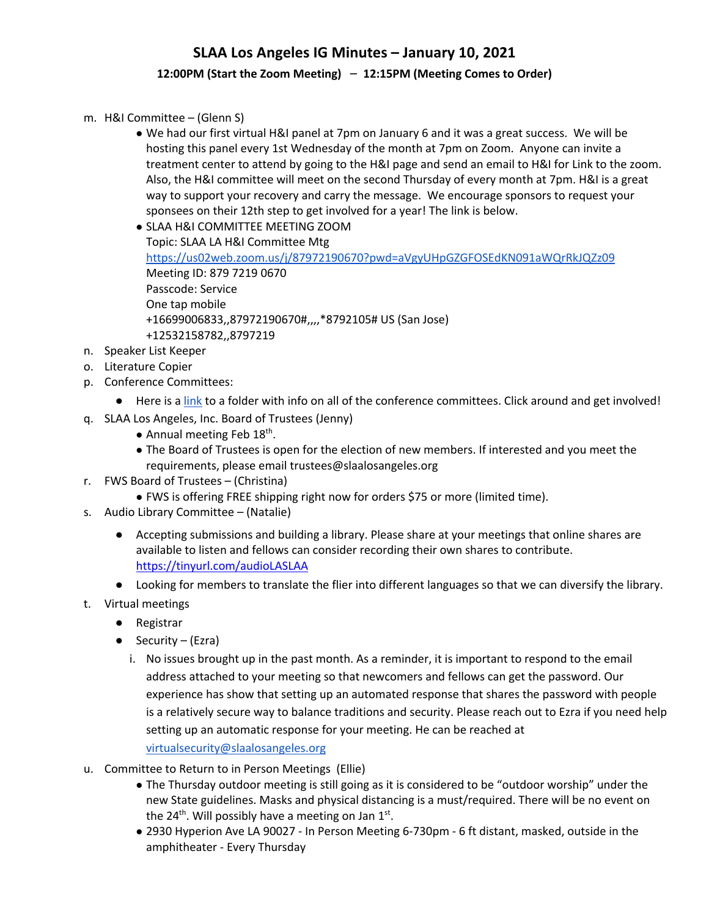# SLAA Los Angeles IG Minutes – January 10, 2021

**12:00PM (Start the Zoom Meeting) – 12:15PM (Meeting Comes to Order)**

m. H&I Committee – (Glenn S)
   - We had our first virtual H&I panel at 7pm on January 6 and it was a great success. We will be hosting this panel every 1st Wednesday of the month at 7pm on Zoom. Anyone can invite a treatment center to attend by going to the H&I page and send an email to H&I for Link to the zoom. Also, the H&I committee will meet on the second Thursday of every month at 7pm. H&I is a great way to support your recovery and carry the message. We encourage sponsors to request your sponsees on their 12th step to get involved for a year! The link is below.
   - SLAA H&I COMMITTEE MEETING ZOOM
     Topic: SLAA LA H&I Committee Mtg
     https://us02web.zoom.us/j/87972190670?pwd=aVgyUHpGZGFOSEdKN091aWQrRkJQZz09
     Meeting ID: 879 7219 0670
     Passcode: Service
     One tap mobile
     +16699006833,,87972190670#,,,,*8792105# US (San Jose)
     +12532158782,,8797219

n. Speaker List Keeper

o. Literature Copier

p. Conference Committees:
   - Here is a link to a folder with info on all of the conference committees. Click around and get involved!

q. SLAA Los Angeles, Inc. Board of Trustees (Jenny)
   - Annual meeting Feb 18th.
   - The Board of Trustees is open for the election of new members. If interested and you meet the requirements, please email trustees@slaalosangeles.org

r. FWS Board of Trustees – (Christina)
   - FWS is offering FREE shipping right now for orders $75 or more (limited time).

s. Audio Library Committee – (Natalie)
   - Accepting submissions and building a library. Please share at your meetings that online shares are available to listen and fellows can consider recording their own shares to contribute. https://tinyurl.com/audioLASLAA
   - Looking for members to translate the flier into different languages so that we can diversify the library.

t. Virtual meetings
   - Registrar
   - Security – (Ezra)
     i. No issues brought up in the past month. As a reminder, it is important to respond to the email address attached to your meeting so that newcomers and fellows can get the password. Our experience has show that setting up an automated response that shares the password with people is a relatively secure way to balance traditions and security. Please reach out to Ezra if you need help setting up an automatic response for your meeting. He can be reached at virtualsecurity@slaalosangeles.org

u. Committee to Return to in Person Meetings (Ellie)
   - The Thursday outdoor meeting is still going as it is considered to be "outdoor worship" under the new State guidelines. Masks and physical distancing is a must/required. There will be no event on the 24th. Will possibly have a meeting on Jan 1st.
   - 2930 Hyperion Ave LA 90027 - In Person Meeting 6-730pm - 6 ft distant, masked, outside in the amphitheater - Every Thursday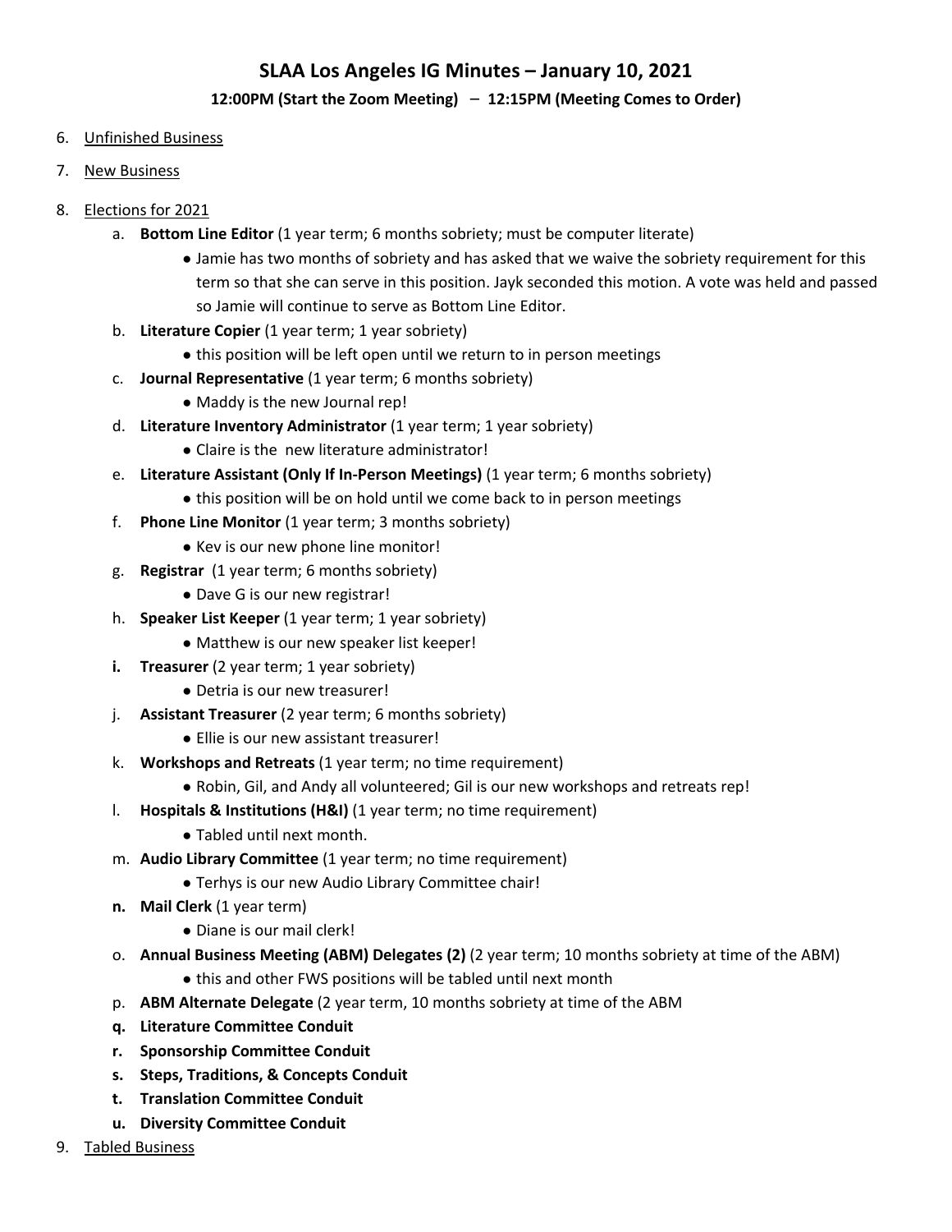# SLAA Los Angeles IG Minutes – January 10, 2021

**12:00PM (Start the Zoom Meeting) – 12:15PM (Meeting Comes to Order)**

6. Unfinished Business
7. New Business
8. Elections for 2021
   a. **Bottom Line Editor** (1 year term; 6 months sobriety; must be computer literate)
      - Jamie has two months of sobriety and has asked that we waive the sobriety requirement for this term so that she can serve in this position. Jayk seconded this motion. A vote was held and passed so Jamie will continue to serve as Bottom Line Editor.

   b. **Literature Copier** (1 year term; 1 year sobriety)
      - this position will be left open until we return to in person meetings

   c. **Journal Representative** (1 year term; 6 months sobriety)
      - Maddy is the new Journal rep!

   d. **Literature Inventory Administrator** (1 year term; 1 year sobriety)
      - Claire is the new literature administrator!

   e. **Literature Assistant (Only If In-Person Meetings)** (1 year term; 6 months sobriety)
      - this position will be on hold until we come back to in person meetings

   f. **Phone Line Monitor** (1 year term; 3 months sobriety)
      - Kev is our new phone line monitor!

   g. **Registrar** (1 year term; 6 months sobriety)
      - Dave G is our new registrar!

   h. **Speaker List Keeper** (1 year term; 1 year sobriety)
      - Matthew is our new speaker list keeper!

   **i.** **Treasurer** (2 year term; 1 year sobriety)
      - Detria is our new treasurer!

   j. **Assistant Treasurer** (2 year term; 6 months sobriety)
      - Ellie is our new assistant treasurer!

   k. **Workshops and Retreats** (1 year term; no time requirement)
      - Robin, Gil, and Andy all volunteered; Gil is our new workshops and retreats rep!

   l. **Hospitals & Institutions (H&I)** (1 year term; no time requirement)
      - Tabled until next month.

   m. **Audio Library Committee** (1 year term; no time requirement)
      - Terhys is our new Audio Library Committee chair!

   **n.** **Mail Clerk** (1 year term)
      - Diane is our mail clerk!

   o. **Annual Business Meeting (ABM) Delegates (2)** (2 year term; 10 months sobriety at time of the ABM)
      - this and other FWS positions will be tabled until next month

   p. **ABM Alternate Delegate** (2 year term, 10 months sobriety at time of the ABM

   **q. Literature Committee Conduit**

   **r. Sponsorship Committee Conduit**

   **s. Steps, Traditions, & Concepts Conduit**

   **t. Translation Committee Conduit**

   **u. Diversity Committee Conduit**

9. Tabled Business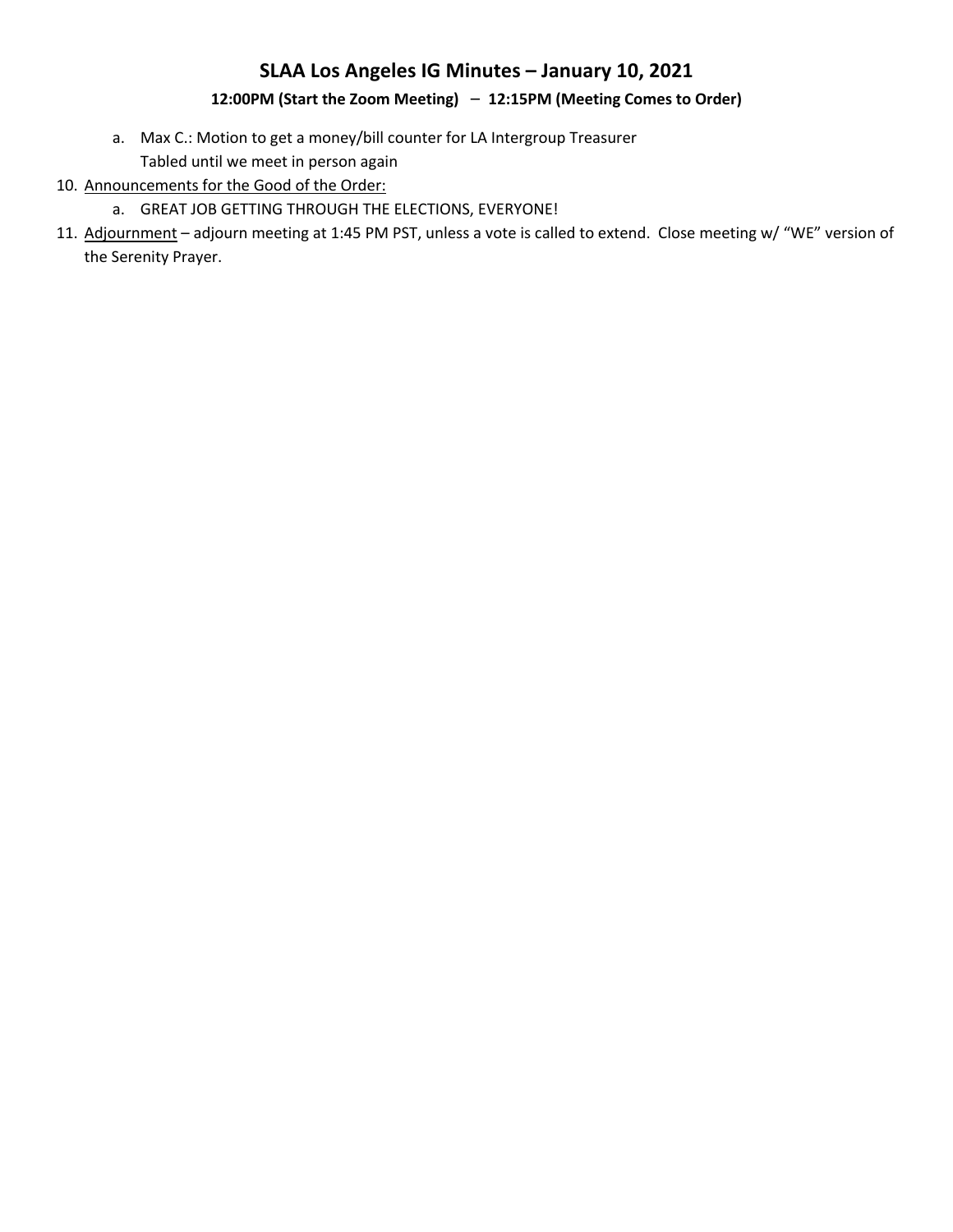a. Max C.: Motion to get a money/bill counter for LA Intergroup Treasurer
   Tabled until we meet in person again

10. <u>Announcements for the Good of the Order:</u>
    a. GREAT JOB GETTING THROUGH THE ELECTIONS, EVERYONE!

11. <u>Adjournment</u> – adjourn meeting at 1:45 PM PST, unless a vote is called to extend. Close meeting w/ "WE" version of the Serenity Prayer.